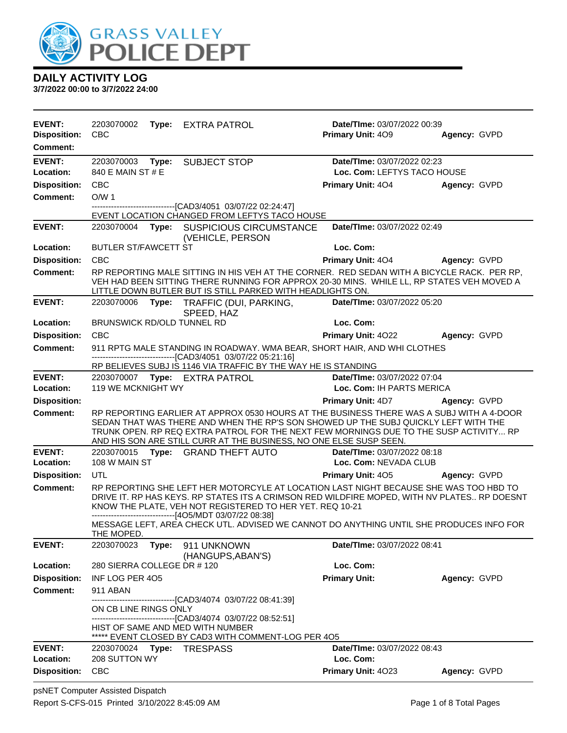GRASS VALLEY POLICE DEPT

# DAILY ACTIVITY LOG

**3/7/2022 00:00 to 3/7/2022 24:00**

---

**EVENT:** 2203070002 **Type:** EXTRA PATROL **Date/TIme:** 03/07/2022 00:39
**Disposition:** CBC **Primary Unit:** 4O9 **Agency:** GVPD
**Comment:**

---

**EVENT:** 2203070003 **Type:** SUBJECT STOP **Date/TIme:** 03/07/2022 02:23
**Location:** 840 E MAIN ST # E **Loc. Com:** LEFTYS TACO HOUSE
**Disposition:** CBC **Primary Unit:** 4O4 **Agency:** GVPD
**Comment:** O/W 1

------------------------------[CAD3/4051 03/07/22 02:24:47]
EVENT LOCATION CHANGED FROM LEFTYS TACO HOUSE

---

**EVENT:** 2203070004 **Type:** SUSPICIOUS CIRCUMSTANCE (VEHICLE, PERSON **Date/TIme:** 03/07/2022 02:49
**Location:** BUTLER ST/FAWCETT ST **Loc. Com:**
**Disposition:** CBC **Primary Unit:** 4O4 **Agency:** GVPD
**Comment:** RP REPORTING MALE SITTING IN HIS VEH AT THE CORNER. RED SEDAN WITH A BICYCLE RACK. PER RP, VEH HAD BEEN SITTING THERE RUNNING FOR APPROX 20-30 MINS. WHILE LL, RP STATES VEH MOVED A LITTLE DOWN BUTLER BUT IS STILL PARKED WITH HEADLIGHTS ON.

---

**EVENT:** 2203070006 **Type:** TRAFFIC (DUI, PARKING, SPEED, HAZ **Date/TIme:** 03/07/2022 05:20
**Location:** BRUNSWICK RD/OLD TUNNEL RD **Loc. Com:**
**Disposition:** CBC **Primary Unit:** 4O22 **Agency:** GVPD
**Comment:** 911 RPTG MALE STANDING IN ROADWAY. WMA BEAR, SHORT HAIR, AND WHI CLOTHES

------------------------------[CAD3/4051 03/07/22 05:21:16]
RP BELIEVES SUBJ IS 1146 VIA TRAFFIC BY THE WAY HE IS STANDING

---

**EVENT:** 2203070007 **Type:** EXTRA PATROL **Date/TIme:** 03/07/2022 07:04
**Location:** 119 WE MCKNIGHT WY **Loc. Com:** IH PARTS MERICA
**Disposition:** **Primary Unit:** 4D7 **Agency:** GVPD
**Comment:** RP REPORTING EARLIER AT APPROX 0530 HOURS AT THE BUSINESS THERE WAS A SUBJ WITH A 4-DOOR SEDAN THAT WAS THERE AND WHEN THE RP'S SON SHOWED UP THE SUBJ QUICKLY LEFT WITH THE TRUNK OPEN. RP REQ EXTRA PATROL FOR THE NEXT FEW MORNINGS DUE TO THE SUSP ACTIVITY... RP AND HIS SON ARE STILL CURR AT THE BUSINESS, NO ONE ELSE SUSP SEEN.

---

**EVENT:** 2203070015 **Type:** GRAND THEFT AUTO **Date/TIme:** 03/07/2022 08:18
**Location:** 108 W MAIN ST **Loc. Com:** NEVADA CLUB
**Disposition:** UTL **Primary Unit:** 4O5 **Agency:** GVPD
**Comment:** RP REPORTING SHE LEFT HER MOTORCYLE AT LOCATION LAST NIGHT BECAUSE SHE WAS TOO HBD TO DRIVE IT. RP HAS KEYS. RP STATES ITS A CRIMSON RED WILDFIRE MOPED, WITH NV PLATES.. RP DOESNT KNOW THE PLATE, VEH NOT REGISTERED TO HER YET. REQ 10-21

------------------------------[4O5/MDT 03/07/22 08:38]
MESSAGE LEFT, AREA CHECK UTL. ADVISED WE CANNOT DO ANYTHING UNTIL SHE PRODUCES INFO FOR THE MOPED.

---

**EVENT:** 2203070023 **Type:** 911 UNKNOWN (HANGUPS,ABAN'S) **Date/TIme:** 03/07/2022 08:41
**Location:** 280 SIERRA COLLEGE DR # 120 **Loc. Com:**
**Disposition:** INF LOG PER 4O5 **Primary Unit:** **Agency:** GVPD
**Comment:** 911 ABAN

------------------------------[CAD3/4074 03/07/22 08:41:39]
ON CB LINE RINGS ONLY
------------------------------[CAD3/4074 03/07/22 08:52:51]
HIST OF SAME AND MED WITH NUMBER
***** EVENT CLOSED BY CAD3 WITH COMMENT-LOG PER 4O5

---

**EVENT:** 2203070024 **Type:** TRESPASS **Date/TIme:** 03/07/2022 08:43
**Location:** 208 SUTTON WY **Loc. Com:**
**Disposition:** CBC **Primary Unit:** 4O23 **Agency:** GVPD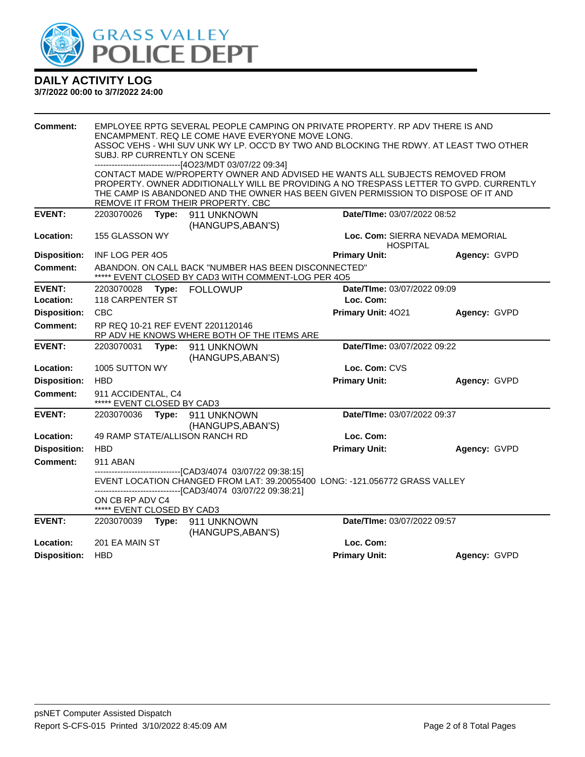# DAILY ACTIVITY LOG

**3/7/2022 00:00 to 3/7/2022 24:00**

**Comment:** EMPLOYEE RPTG SEVERAL PEOPLE CAMPING ON PRIVATE PROPERTY. RP ADV THERE IS AND ENCAMPMENT. REQ LE COME HAVE EVERYONE MOVE LONG.
ASSOC VEHS - WHI SUV UNK WY LP. OCC'D BY TWO AND BLOCKING THE RDWY. AT LEAST TWO OTHER SUBJ. RP CURRENTLY ON SCENE
------------------------------[4O23/MDT 03/07/22 09:34]
CONTACT MADE W/PROPERTY OWNER AND ADVISED HE WANTS ALL SUBJECTS REMOVED FROM PROPERTY. OWNER ADDITIONALLY WILL BE PROVIDING A NO TRESPASS LETTER TO GVPD. CURRENTLY THE CAMP IS ABANDONED AND THE OWNER HAS BEEN GIVEN PERMISSION TO DISPOSE OF IT AND REMOVE IT FROM THEIR PROPERTY. CBC

---

**EVENT:** 2203070026 **Type:** 911 UNKNOWN (HANGUPS,ABAN'S) **Date/TIme:** 03/07/2022 08:52
**Location:** 155 GLASSON WY **Loc. Com:** SIERRA NEVADA MEMORIAL HOSPITAL
**Disposition:** INF LOG PER 4O5 **Primary Unit:** **Agency:** GVPD
**Comment:** ABANDON. ON CALL BACK "NUMBER HAS BEEN DISCONNECTED"
***** EVENT CLOSED BY CAD3 WITH COMMENT-LOG PER 4O5

---

**EVENT:** 2203070028 **Type:** FOLLOWUP **Date/TIme:** 03/07/2022 09:09
**Location:** 118 CARPENTER ST **Loc. Com:**
**Disposition:** CBC **Primary Unit:** 4O21 **Agency:** GVPD
**Comment:** RP REQ 10-21 REF EVENT 2201120146
RP ADV HE KNOWS WHERE BOTH OF THE ITEMS ARE

---

**EVENT:** 2203070031 **Type:** 911 UNKNOWN (HANGUPS,ABAN'S) **Date/TIme:** 03/07/2022 09:22
**Location:** 1005 SUTTON WY **Loc. Com:** CVS
**Disposition:** HBD **Primary Unit:** **Agency:** GVPD
**Comment:** 911 ACCIDENTAL, C4
***** EVENT CLOSED BY CAD3

---

**EVENT:** 2203070036 **Type:** 911 UNKNOWN (HANGUPS,ABAN'S) **Date/TIme:** 03/07/2022 09:37
**Location:** 49 RAMP STATE/ALLISON RANCH RD **Loc. Com:**
**Disposition:** HBD **Primary Unit:** **Agency:** GVPD
**Comment:** 911 ABAN
------------------------------[CAD3/4074 03/07/22 09:38:15]
EVENT LOCATION CHANGED FROM LAT: 39.20055400 LONG: -121.056772 GRASS VALLEY
------------------------------[CAD3/4074 03/07/22 09:38:21]
ON CB RP ADV C4
***** EVENT CLOSED BY CAD3

---

**EVENT:** 2203070039 **Type:** 911 UNKNOWN (HANGUPS,ABAN'S) **Date/TIme:** 03/07/2022 09:57
**Location:** 201 EA MAIN ST **Loc. Com:**
**Disposition:** HBD **Primary Unit:** **Agency:** GVPD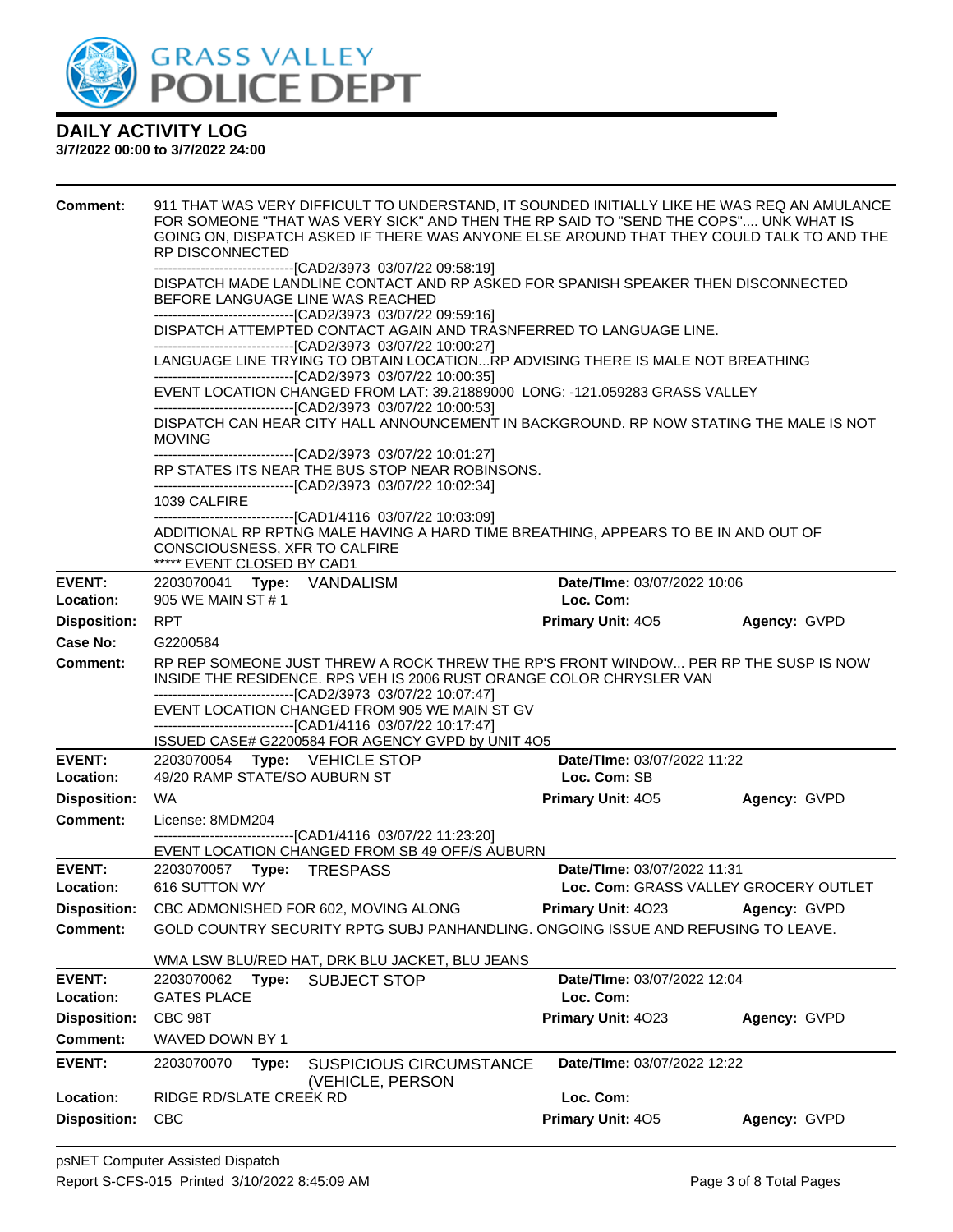# DAILY ACTIVITY LOG

**3/7/2022 00:00 to 3/7/2022 24:00**

**Comment:** 911 THAT WAS VERY DIFFICULT TO UNDERSTAND, IT SOUNDED INITIALLY LIKE HE WAS REQ AN AMULANCE FOR SOMEONE "THAT WAS VERY SICK" AND THEN THE RP SAID TO "SEND THE COPS".... UNK WHAT IS GOING ON, DISPATCH ASKED IF THERE WAS ANYONE ELSE AROUND THAT THEY COULD TALK TO AND THE RP DISCONNECTED
------------------------------[CAD2/3973 03/07/22 09:58:19]
DISPATCH MADE LANDLINE CONTACT AND RP ASKED FOR SPANISH SPEAKER THEN DISCONNECTED BEFORE LANGUAGE LINE WAS REACHED
------------------------------[CAD2/3973 03/07/22 09:59:16]
DISPATCH ATTEMPTED CONTACT AGAIN AND TRASNFERRED TO LANGUAGE LINE.
------------------------------[CAD2/3973 03/07/22 10:00:27]
LANGUAGE LINE TRYING TO OBTAIN LOCATION...RP ADVISING THERE IS MALE NOT BREATHING
------------------------------[CAD2/3973 03/07/22 10:00:35]
EVENT LOCATION CHANGED FROM LAT: 39.21889000 LONG: -121.059283 GRASS VALLEY
------------------------------[CAD2/3973 03/07/22 10:00:53]
DISPATCH CAN HEAR CITY HALL ANNOUNCEMENT IN BACKGROUND. RP NOW STATING THE MALE IS NOT MOVING
------------------------------[CAD2/3973 03/07/22 10:01:27]
RP STATES ITS NEAR THE BUS STOP NEAR ROBINSONS.
------------------------------[CAD2/3973 03/07/22 10:02:34]
1039 CALFIRE
------------------------------[CAD1/4116 03/07/22 10:03:09]
ADDITIONAL RP RPTNG MALE HAVING A HARD TIME BREATHING, APPEARS TO BE IN AND OUT OF CONSCIOUSNESS, XFR TO CALFIRE
***** EVENT CLOSED BY CAD1

---

**EVENT:** 2203070041 **Type:** VANDALISM — **Date/TIme:** 03/07/2022 10:06
**Location:** 905 WE MAIN ST # 1 — **Loc. Com:**
**Disposition:** RPT — **Primary Unit:** 4O5 — **Agency:** GVPD
**Case No:** G2200584
**Comment:** RP REP SOMEONE JUST THREW A ROCK THREW THE RP'S FRONT WINDOW... PER RP THE SUSP IS NOW INSIDE THE RESIDENCE. RPS VEH IS 2006 RUST ORANGE COLOR CHRYSLER VAN
------------------------------[CAD2/3973 03/07/22 10:07:47]
EVENT LOCATION CHANGED FROM 905 WE MAIN ST GV
------------------------------[CAD1/4116 03/07/22 10:17:47]
ISSUED CASE# G2200584 FOR AGENCY GVPD by UNIT 4O5

---

**EVENT:** 2203070054 **Type:** VEHICLE STOP — **Date/TIme:** 03/07/2022 11:22
**Location:** 49/20 RAMP STATE/SO AUBURN ST — **Loc. Com:** SB
**Disposition:** WA — **Primary Unit:** 4O5 — **Agency:** GVPD
**Comment:** License: 8MDM204
------------------------------[CAD1/4116 03/07/22 11:23:20]
EVENT LOCATION CHANGED FROM SB 49 OFF/S AUBURN

---

**EVENT:** 2203070057 **Type:** TRESPASS — **Date/TIme:** 03/07/2022 11:31
**Location:** 616 SUTTON WY — **Loc. Com:** GRASS VALLEY GROCERY OUTLET
**Disposition:** CBC ADMONISHED FOR 602, MOVING ALONG — **Primary Unit:** 4O23 — **Agency:** GVPD
**Comment:** GOLD COUNTRY SECURITY RPTG SUBJ PANHANDLING. ONGOING ISSUE AND REFUSING TO LEAVE.

WMA LSW BLU/RED HAT, DRK BLU JACKET, BLU JEANS

---

**EVENT:** 2203070062 **Type:** SUBJECT STOP — **Date/TIme:** 03/07/2022 12:04
**Location:** GATES PLACE — **Loc. Com:**
**Disposition:** CBC 98T — **Primary Unit:** 4O23 — **Agency:** GVPD
**Comment:** WAVED DOWN BY 1

---

**EVENT:** 2203070070 **Type:** SUSPICIOUS CIRCUMSTANCE (VEHICLE, PERSON — **Date/TIme:** 03/07/2022 12:22
**Location:** RIDGE RD/SLATE CREEK RD — **Loc. Com:**
**Disposition:** CBC — **Primary Unit:** 4O5 — **Agency:** GVPD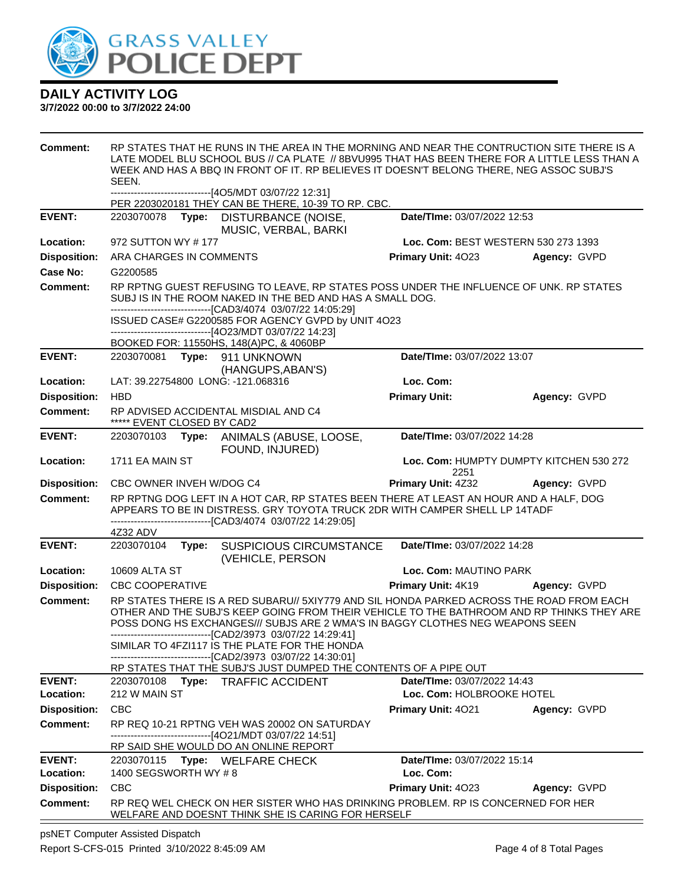# DAILY ACTIVITY LOG

**3/7/2022 00:00 to 3/7/2022 24:00**

**Comment:** RP STATES THAT HE RUNS IN THE AREA IN THE MORNING AND NEAR THE CONTRUCTION SITE THERE IS A LATE MODEL BLU SCHOOL BUS // CA PLATE // 8BVU995 THAT HAS BEEN THERE FOR A LITTLE LESS THAN A WEEK AND HAS A BBQ IN FRONT OF IT. RP BELIEVES IT DOESN'T BELONG THERE, NEG ASSOC SUBJ'S SEEN.
------------------------------[4O5/MDT 03/07/22 12:31]
PER 2203020181 THEY CAN BE THERE, 10-39 TO RP. CBC.

---

| | | | |
|---|---|---|---|
| **EVENT:** | 2203070078 **Type:** DISTURBANCE (NOISE, MUSIC, VERBAL, BARKI | **Date/TIme:** 03/07/2022 12:53 | |
| **Location:** | 972 SUTTON WY # 177 | **Loc. Com:** BEST WESTERN 530 273 1393 | |
| **Disposition:** | ARA CHARGES IN COMMENTS | **Primary Unit:** 4O23 | **Agency:** GVPD |
| **Case No:** | G2200585 | | |

**Comment:** RP RPTNG GUEST REFUSING TO LEAVE, RP STATES POSS UNDER THE INFLUENCE OF UNK. RP STATES SUBJ IS IN THE ROOM NAKED IN THE BED AND HAS A SMALL DOG.
------------------------------[CAD3/4074 03/07/22 14:05:29]
ISSUED CASE# G2200585 FOR AGENCY GVPD by UNIT 4O23
------------------------------[4O23/MDT 03/07/22 14:23]
BOOKED FOR: 11550HS, 148(A)PC, & 4060BP

---

| | | | |
|---|---|---|---|
| **EVENT:** | 2203070081 **Type:** 911 UNKNOWN (HANGUPS,ABAN'S) | **Date/TIme:** 03/07/2022 13:07 | |
| **Location:** | LAT: 39.22754800 LONG: -121.068316 | **Loc. Com:** | |
| **Disposition:** | HBD | **Primary Unit:** | **Agency:** GVPD |

**Comment:** RP ADVISED ACCIDENTAL MISDIAL AND C4
***** EVENT CLOSED BY CAD2

---

| | | | |
|---|---|---|---|
| **EVENT:** | 2203070103 **Type:** ANIMALS (ABUSE, LOOSE, FOUND, INJURED) | **Date/TIme:** 03/07/2022 14:28 | |
| **Location:** | 1711 EA MAIN ST | **Loc. Com:** HUMPTY DUMPTY KITCHEN 530 272 2251 | |
| **Disposition:** | CBC OWNER INVEH W/DOG C4 | **Primary Unit:** 4Z32 | **Agency:** GVPD |

**Comment:** RP RPTNG DOG LEFT IN A HOT CAR, RP STATES BEEN THERE AT LEAST AN HOUR AND A HALF, DOG APPEARS TO BE IN DISTRESS. GRY TOYOTA TRUCK 2DR WITH CAMPER SHELL LP 14TADF
------------------------------[CAD3/4074 03/07/22 14:29:05]
4Z32 ADV

---

| | | | |
|---|---|---|---|
| **EVENT:** | 2203070104 **Type:** SUSPICIOUS CIRCUMSTANCE (VEHICLE, PERSON | **Date/TIme:** 03/07/2022 14:28 | |
| **Location:** | 10609 ALTA ST | **Loc. Com:** MAUTINO PARK | |
| **Disposition:** | CBC COOPERATIVE | **Primary Unit:** 4K19 | **Agency:** GVPD |

**Comment:** RP STATES THERE IS A RED SUBARU// 5XIY779 AND SIL HONDA PARKED ACROSS THE ROAD FROM EACH OTHER AND THE SUBJ'S KEEP GOING FROM THEIR VEHICLE TO THE BATHROOM AND RP THINKS THEY ARE POSS DONG HS EXCHANGES/// SUBJS ARE 2 WMA'S IN BAGGY CLOTHES NEG WEAPONS SEEN
------------------------------[CAD2/3973 03/07/22 14:29:41]
SIMILAR TO 4FZI117 IS THE PLATE FOR THE HONDA
------------------------------[CAD2/3973 03/07/22 14:30:01]
RP STATES THAT THE SUBJ'S JUST DUMPED THE CONTENTS OF A PIPE OUT

---

| | | | |
|---|---|---|---|
| **EVENT:** | 2203070108 **Type:** TRAFFIC ACCIDENT | **Date/TIme:** 03/07/2022 14:43 | |
| **Location:** | 212 W MAIN ST | **Loc. Com:** HOLBROOKE HOTEL | |
| **Disposition:** | CBC | **Primary Unit:** 4O21 | **Agency:** GVPD |

**Comment:** RP REQ 10-21 RPTNG VEH WAS 20002 ON SATURDAY
------------------------------[4O21/MDT 03/07/22 14:51]
RP SAID SHE WOULD DO AN ONLINE REPORT

---

| | | | |
|---|---|---|---|
| **EVENT:** | 2203070115 **Type:** WELFARE CHECK | **Date/TIme:** 03/07/2022 15:14 | |
| **Location:** | 1400 SEGSWORTH WY # 8 | **Loc. Com:** | |
| **Disposition:** | CBC | **Primary Unit:** 4O23 | **Agency:** GVPD |

**Comment:** RP REQ WEL CHECK ON HER SISTER WHO HAS DRINKING PROBLEM. RP IS CONCERNED FOR HER WELFARE AND DOESNT THINK SHE IS CARING FOR HERSELF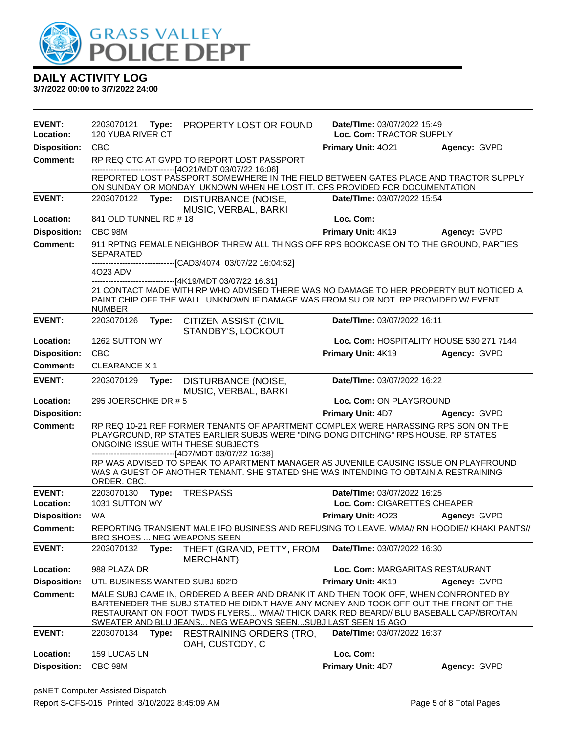**GRASS VALLEY POLICE DEPT**

# DAILY ACTIVITY LOG

**3/7/2022 00:00 to 3/7/2022 24:00**

---

**EVENT:** 2203070121 **Type:** PROPERTY LOST OR FOUND **Date/TIme:** 03/07/2022 15:49
**Location:** 120 YUBA RIVER CT **Loc. Com:** TRACTOR SUPPLY
**Disposition:** CBC **Primary Unit:** 4O21 **Agency:** GVPD
**Comment:** RP REQ CTC AT GVPD TO REPORT LOST PASSPORT
------------------------------[4O21/MDT 03/07/22 16:06]
REPORTED LOST PASSPORT SOMEWHERE IN THE FIELD BETWEEN GATES PLACE AND TRACTOR SUPPLY ON SUNDAY OR MONDAY. UKNOWN WHEN HE LOST IT. CFS PROVIDED FOR DOCUMENTATION

---

**EVENT:** 2203070122 **Type:** DISTURBANCE (NOISE, MUSIC, VERBAL, BARKI **Date/TIme:** 03/07/2022 15:54
**Location:** 841 OLD TUNNEL RD # 18 **Loc. Com:**
**Disposition:** CBC 98M **Primary Unit:** 4K19 **Agency:** GVPD
**Comment:** 911 RPTNG FEMALE NEIGHBOR THREW ALL THINGS OFF RPS BOOKCASE ON TO THE GROUND, PARTIES SEPARATED
------------------------------[CAD3/4074 03/07/22 16:04:52]
4O23 ADV
------------------------------[4K19/MDT 03/07/22 16:31]
21 CONTACT MADE WITH RP WHO ADVISED THERE WAS NO DAMAGE TO HER PROPERTY BUT NOTICED A PAINT CHIP OFF THE WALL. UNKNOWN IF DAMAGE WAS FROM SU OR NOT. RP PROVIDED W/ EVENT NUMBER

---

**EVENT:** 2203070126 **Type:** CITIZEN ASSIST (CIVIL STANDBY'S, LOCKOUT **Date/TIme:** 03/07/2022 16:11
**Location:** 1262 SUTTON WY **Loc. Com:** HOSPITALITY HOUSE 530 271 7144
**Disposition:** CBC **Primary Unit:** 4K19 **Agency:** GVPD
**Comment:** CLEARANCE X 1

---

**EVENT:** 2203070129 **Type:** DISTURBANCE (NOISE, MUSIC, VERBAL, BARKI **Date/TIme:** 03/07/2022 16:22
**Location:** 295 JOERSCHKE DR # 5 **Loc. Com:** ON PLAYGROUND
**Disposition:** **Primary Unit:** 4D7 **Agency:** GVPD
**Comment:** RP REQ 10-21 REF FORMER TENANTS OF APARTMENT COMPLEX WERE HARASSING RPS SON ON THE PLAYGROUND, RP STATES EARLIER SUBJS WERE "DING DONG DITCHING" RPS HOUSE. RP STATES ONGOING ISSUE WITH THESE SUBJECTS
------------------------------[4D7/MDT 03/07/22 16:38]
RP WAS ADVISED TO SPEAK TO APARTMENT MANAGER AS JUVENILE CAUSING ISSUE ON PLAYFROUND WAS A GUEST OF ANOTHER TENANT. SHE STATED SHE WAS INTENDING TO OBTAIN A RESTRAINING ORDER. CBC.

---

**EVENT:** 2203070130 **Type:** TRESPASS **Date/TIme:** 03/07/2022 16:25
**Location:** 1031 SUTTON WY **Loc. Com:** CIGARETTES CHEAPER
**Disposition:** WA **Primary Unit:** 4O23 **Agency:** GVPD
**Comment:** REPORTING TRANSIENT MALE IFO BUSINESS AND REFUSING TO LEAVE. WMA// RN HOODIE// KHAKI PANTS// BRO SHOES ... NEG WEAPONS SEEN

---

**EVENT:** 2203070132 **Type:** THEFT (GRAND, PETTY, FROM MERCHANT) **Date/TIme:** 03/07/2022 16:30
**Location:** 988 PLAZA DR **Loc. Com:** MARGARITAS RESTAURANT
**Disposition:** UTL BUSINESS WANTED SUBJ 602'D **Primary Unit:** 4K19 **Agency:** GVPD
**Comment:** MALE SUBJ CAME IN, ORDERED A BEER AND DRANK IT AND THEN TOOK OFF, WHEN CONFRONTED BY BARTENEDER THE SUBJ STATED HE DIDNT HAVE ANY MONEY AND TOOK OFF OUT THE FRONT OF THE RESTAURANT ON FOOT TWDS FLYERS... WMA// THICK DARK RED BEARD// BLU BASEBALL CAP//BRO/TAN SWEATER AND BLU JEANS... NEG WEAPONS SEEN...SUBJ LAST SEEN 15 AGO

---

**EVENT:** 2203070134 **Type:** RESTRAINING ORDERS (TRO, OAH, CUSTODY, C **Date/TIme:** 03/07/2022 16:37
**Location:** 159 LUCAS LN **Loc. Com:**
**Disposition:** CBC 98M **Primary Unit:** 4D7 **Agency:** GVPD

---

psNET Computer Assisted Dispatch
Report S-CFS-015 Printed 3/10/2022 8:45:09 AM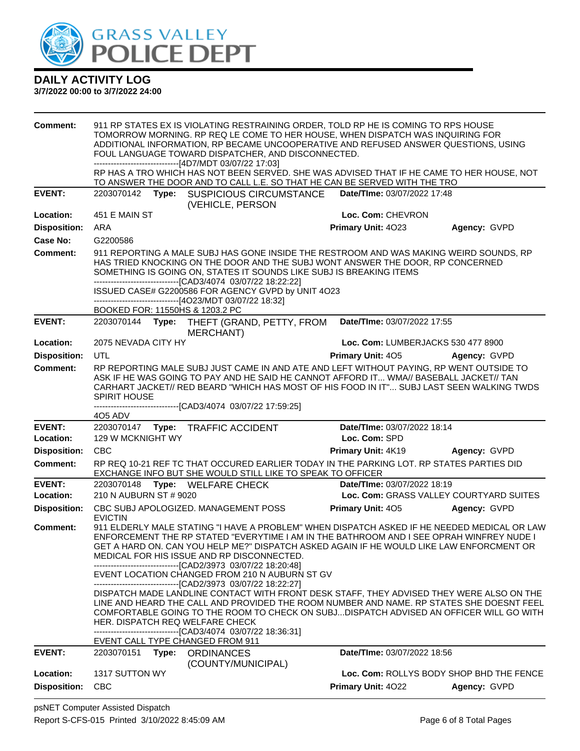# DAILY ACTIVITY LOG

**3/7/2022 00:00 to 3/7/2022 24:00**

**Comment:** 911 RP STATES EX IS VIOLATING RESTRAINING ORDER, TOLD RP HE IS COMING TO RPS HOUSE TOMORROW MORNING. RP REQ LE COME TO HER HOUSE, WHEN DISPATCH WAS INQUIRING FOR ADDITIONAL INFORMATION, RP BECAME UNCOOPERATIVE AND REFUSED ANSWER QUESTIONS, USING FOUL LANGUAGE TOWARD DISPATCHER, AND DISCONNECTED.
------------------------------[4D7/MDT 03/07/22 17:03]
RP HAS A TRO WHICH HAS NOT BEEN SERVED. SHE WAS ADVISED THAT IF HE CAME TO HER HOUSE, NOT TO ANSWER THE DOOR AND TO CALL L.E. SO THAT HE CAN BE SERVED WITH THE TRO

---

**EVENT:** 2203070142 **Type:** SUSPICIOUS CIRCUMSTANCE (VEHICLE, PERSON **Date/TIme:** 03/07/2022 17:48
**Location:** 451 E MAIN ST **Loc. Com:** CHEVRON
**Disposition:** ARA **Primary Unit:** 4O23 **Agency:** GVPD
**Case No:** G2200586
**Comment:** 911 REPORTING A MALE SUBJ HAS GONE INSIDE THE RESTROOM AND WAS MAKING WEIRD SOUNDS, RP HAS TRIED KNOCKING ON THE DOOR AND THE SUBJ WONT ANSWER THE DOOR, RP CONCERNED SOMETHING IS GOING ON, STATES IT SOUNDS LIKE SUBJ IS BREAKING ITEMS
------------------------------[CAD3/4074 03/07/22 18:22:22]
ISSUED CASE# G2200586 FOR AGENCY GVPD by UNIT 4O23
------------------------------[4O23/MDT 03/07/22 18:32]
BOOKED FOR: 11550HS & 1203.2 PC

---

**EVENT:** 2203070144 **Type:** THEFT (GRAND, PETTY, FROM MERCHANT) **Date/TIme:** 03/07/2022 17:55
**Location:** 2075 NEVADA CITY HY **Loc. Com:** LUMBERJACKS 530 477 8900
**Disposition:** UTL **Primary Unit:** 4O5 **Agency:** GVPD
**Comment:** RP REPORTING MALE SUBJ JUST CAME IN AND ATE AND LEFT WITHOUT PAYING, RP WENT OUTSIDE TO ASK IF HE WAS GOING TO PAY AND HE SAID HE CANNOT AFFORD IT... WMA// BASEBALL JACKET// TAN CARHART JACKET// RED BEARD "WHICH HAS MOST OF HIS FOOD IN IT"... SUBJ LAST SEEN WALKING TWDS SPIRIT HOUSE
------------------------------[CAD3/4074 03/07/22 17:59:25]
4O5 ADV

---

**EVENT:** 2203070147 **Type:** TRAFFIC ACCIDENT **Date/TIme:** 03/07/2022 18:14
**Location:** 129 W MCKNIGHT WY **Loc. Com:** SPD
**Disposition:** CBC **Primary Unit:** 4K19 **Agency:** GVPD
**Comment:** RP REQ 10-21 REF TC THAT OCCURED EARLIER TODAY IN THE PARKING LOT. RP STATES PARTIES DID EXCHANGE INFO BUT SHE WOULD STILL LIKE TO SPEAK TO OFFICER

---

**EVENT:** 2203070148 **Type:** WELFARE CHECK **Date/TIme:** 03/07/2022 18:19
**Location:** 210 N AUBURN ST # 9020 **Loc. Com:** GRASS VALLEY COURTYARD SUITES
**Disposition:** CBC SUBJ APOLOGIZED. MANAGEMENT POSS EVICTIN **Primary Unit:** 4O5 **Agency:** GVPD
**Comment:** 911 ELDERLY MALE STATING "I HAVE A PROBLEM" WHEN DISPATCH ASKED IF HE NEEDED MEDICAL OR LAW ENFORCEMENT THE RP STATED "EVERYTIME I AM IN THE BATHROOM AND I SEE OPRAH WINFREY NUDE I GET A HARD ON. CAN YOU HELP ME?" DISPATCH ASKED AGAIN IF HE WOULD LIKE LAW ENFORCMENT OR MEDICAL FOR HIS ISSUE AND RP DISCONNECTED.
------------------------------[CAD2/3973 03/07/22 18:20:48]
EVENT LOCATION CHANGED FROM 210 N AUBURN ST GV
------------------------------[CAD2/3973 03/07/22 18:22:27]
DISPATCH MADE LANDLINE CONTACT WITH FRONT DESK STAFF, THEY ADVISED THEY WERE ALSO ON THE LINE AND HEARD THE CALL AND PROVIDED THE ROOM NUMBER AND NAME. RP STATES SHE DOESNT FEEL COMFORTABLE GOING TO THE ROOM TO CHECK ON SUBJ...DISPATCH ADVISED AN OFFICER WILL GO WITH HER. DISPATCH REQ WELFARE CHECK
------------------------------[CAD3/4074 03/07/22 18:36:31]
EVENT CALL TYPE CHANGED FROM 911

---

**EVENT:** 2203070151 **Type:** ORDINANCES (COUNTY/MUNICIPAL) **Date/TIme:** 03/07/2022 18:56
**Location:** 1317 SUTTON WY **Loc. Com:** ROLLYS BODY SHOP BHD THE FENCE
**Disposition:** CBC **Primary Unit:** 4O22 **Agency:** GVPD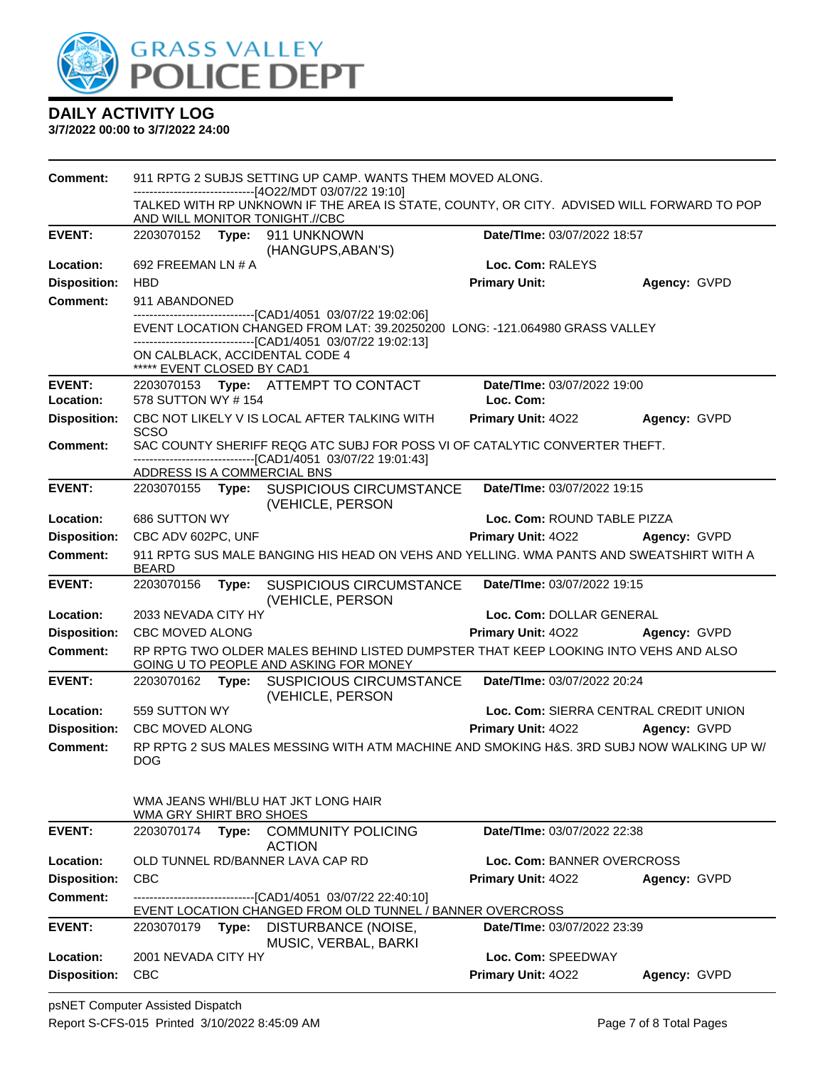# DAILY ACTIVITY LOG

**3/7/2022 00:00 to 3/7/2022 24:00**

**Comment:** 911 RPTG 2 SUBJS SETTING UP CAMP. WANTS THEM MOVED ALONG.
------------------------------[4O22/MDT 03/07/22 19:10]
TALKED WITH RP UNKNOWN IF THE AREA IS STATE, COUNTY, OR CITY. ADVISED WILL FORWARD TO POP AND WILL MONITOR TONIGHT.//CBC

---

**EVENT:** 2203070152 **Type:** 911 UNKNOWN (HANGUPS,ABAN'S) **Date/TIme:** 03/07/2022 18:57
**Location:** 692 FREEMAN LN # A **Loc. Com:** RALEYS
**Disposition:** HBD **Primary Unit:** **Agency:** GVPD
**Comment:** 911 ABANDONED
------------------------------[CAD1/4051 03/07/22 19:02:06]
EVENT LOCATION CHANGED FROM LAT: 39.20250200 LONG: -121.064980 GRASS VALLEY
------------------------------[CAD1/4051 03/07/22 19:02:13]
ON CALBLACK, ACCIDENTAL CODE 4
***** EVENT CLOSED BY CAD1

---

**EVENT:** 2203070153 **Type:** ATTEMPT TO CONTACT **Date/TIme:** 03/07/2022 19:00
**Location:** 578 SUTTON WY # 154 **Loc. Com:**
**Disposition:** CBC NOT LIKELY V IS LOCAL AFTER TALKING WITH SCSO **Primary Unit:** 4O22 **Agency:** GVPD
**Comment:** SAC COUNTY SHERIFF REQG ATC SUBJ FOR POSS VI OF CATALYTIC CONVERTER THEFT.
------------------------------[CAD1/4051 03/07/22 19:01:43]
ADDRESS IS A COMMERCIAL BNS

---

**EVENT:** 2203070155 **Type:** SUSPICIOUS CIRCUMSTANCE (VEHICLE, PERSON **Date/TIme:** 03/07/2022 19:15
**Location:** 686 SUTTON WY **Loc. Com:** ROUND TABLE PIZZA
**Disposition:** CBC ADV 602PC, UNF **Primary Unit:** 4O22 **Agency:** GVPD
**Comment:** 911 RPTG SUS MALE BANGING HIS HEAD ON VEHS AND YELLING. WMA PANTS AND SWEATSHIRT WITH A BEARD

---

**EVENT:** 2203070156 **Type:** SUSPICIOUS CIRCUMSTANCE (VEHICLE, PERSON **Date/TIme:** 03/07/2022 19:15
**Location:** 2033 NEVADA CITY HY **Loc. Com:** DOLLAR GENERAL
**Disposition:** CBC MOVED ALONG **Primary Unit:** 4O22 **Agency:** GVPD
**Comment:** RP RPTG TWO OLDER MALES BEHIND LISTED DUMPSTER THAT KEEP LOOKING INTO VEHS AND ALSO GOING U TO PEOPLE AND ASKING FOR MONEY

---

**EVENT:** 2203070162 **Type:** SUSPICIOUS CIRCUMSTANCE (VEHICLE, PERSON **Date/TIme:** 03/07/2022 20:24
**Location:** 559 SUTTON WY **Loc. Com:** SIERRA CENTRAL CREDIT UNION
**Disposition:** CBC MOVED ALONG **Primary Unit:** 4O22 **Agency:** GVPD
**Comment:** RP RPTG 2 SUS MALES MESSING WITH ATM MACHINE AND SMOKING H&S. 3RD SUBJ NOW WALKING UP W/ DOG

WMA JEANS WHI/BLU HAT JKT LONG HAIR
WMA GRY SHIRT BRO SHOES

---

**EVENT:** 2203070174 **Type:** COMMUNITY POLICING ACTION **Date/TIme:** 03/07/2022 22:38
**Location:** OLD TUNNEL RD/BANNER LAVA CAP RD **Loc. Com:** BANNER OVERCROSS
**Disposition:** CBC **Primary Unit:** 4O22 **Agency:** GVPD
**Comment:** ------------------------------[CAD1/4051 03/07/22 22:40:10]
EVENT LOCATION CHANGED FROM OLD TUNNEL / BANNER OVERCROSS

---

**EVENT:** 2203070179 **Type:** DISTURBANCE (NOISE, MUSIC, VERBAL, BARKI **Date/TIme:** 03/07/2022 23:39
**Location:** 2001 NEVADA CITY HY **Loc. Com:** SPEEDWAY
**Disposition:** CBC **Primary Unit:** 4O22 **Agency:** GVPD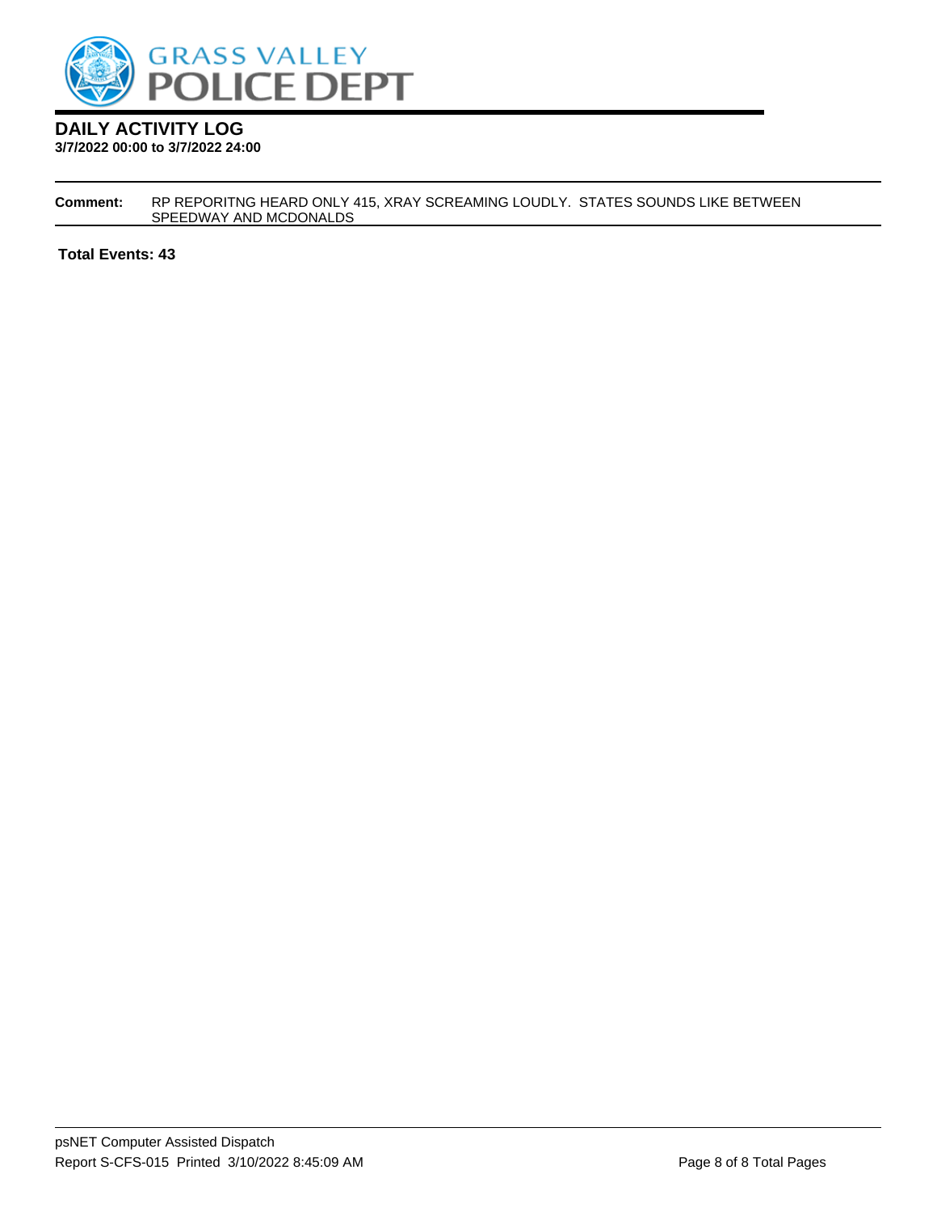# GRASS VALLEY POLICE DEPT

## DAILY ACTIVITY LOG

**3/7/2022 00:00 to 3/7/2022 24:00**

**Comment:** RP REPORITNG HEARD ONLY 415, XRAY SCREAMING LOUDLY. STATES SOUNDS LIKE BETWEEN SPEEDWAY AND MCDONALDS

**Total Events: 43**